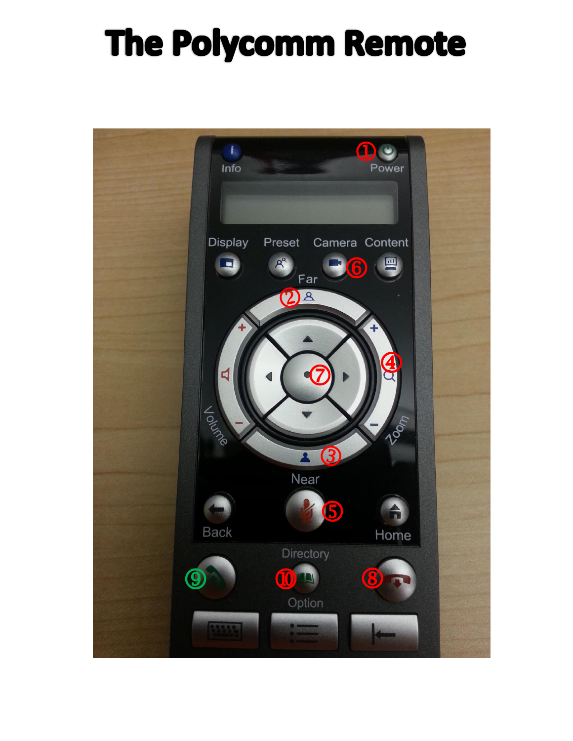# The Polycomm Remote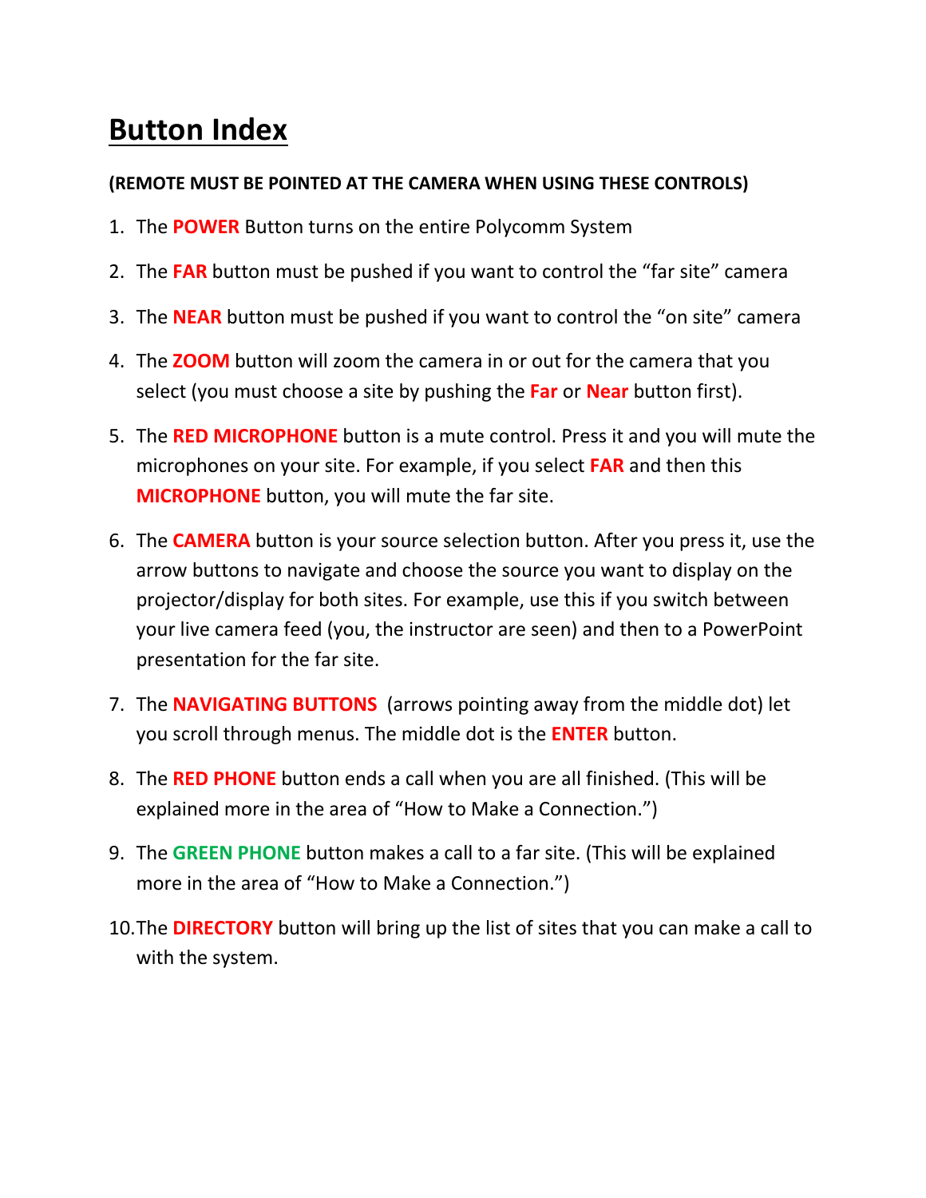# Button Index

**(REMOTE MUST BE POINTED AT THE CAMERA WHEN USING THESE CONTROLS)**

1. The **POWER** Button turns on the entire Polycomm System
2. The **FAR** button must be pushed if you want to control the "far site" camera
3. The **NEAR** button must be pushed if you want to control the "on site" camera
4. The **ZOOM** button will zoom the camera in or out for the camera that you select (you must choose a site by pushing the **Far** or **Near** button first).
5. The **RED MICROPHONE** button is a mute control. Press it and you will mute the microphones on your site. For example, if you select **FAR** and then this **MICROPHONE** button, you will mute the far site.
6. The **CAMERA** button is your source selection button. After you press it, use the arrow buttons to navigate and choose the source you want to display on the projector/display for both sites. For example, use this if you switch between your live camera feed (you, the instructor are seen) and then to a PowerPoint presentation for the far site.
7. The **NAVIGATING BUTTONS** (arrows pointing away from the middle dot) let you scroll through menus. The middle dot is the **ENTER** button.
8. The **RED PHONE** button ends a call when you are all finished. (This will be explained more in the area of "How to Make a Connection.")
9. The **GREEN PHONE** button makes a call to a far site. (This will be explained more in the area of "How to Make a Connection.")
10. The **DIRECTORY** button will bring up the list of sites that you can make a call to with the system.